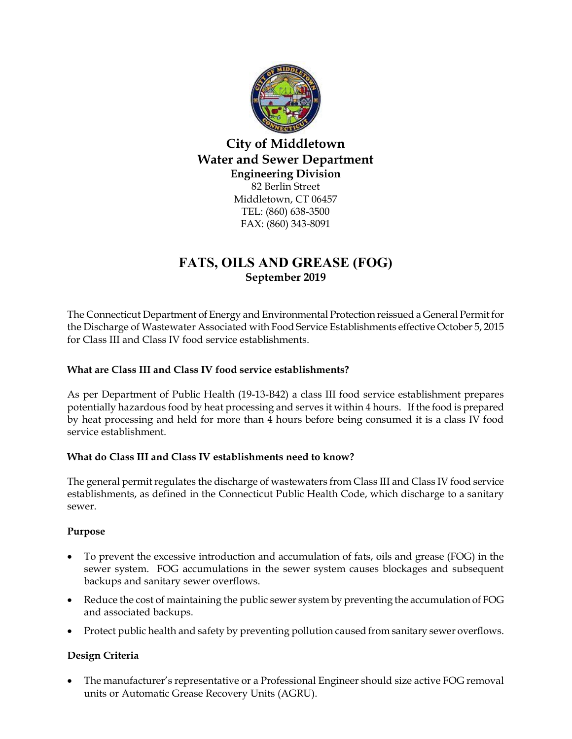# City of Middletown
## Water and Sewer Department
### Engineering Division

82 Berlin Street
Middletown, CT 06457
TEL: (860) 638-3500
FAX: (860) 343-8091

# FATS, OILS AND GREASE (FOG)
**September 2019**

The Connecticut Department of Energy and Environmental Protection reissued a General Permit for the Discharge of Wastewater Associated with Food Service Establishments effective October 5, 2015 for Class III and Class IV food service establishments.

**What are Class III and Class IV food service establishments?**

As per Department of Public Health (19-13-B42) a class III food service establishment prepares potentially hazardous food by heat processing and serves it within 4 hours. If the food is prepared by heat processing and held for more than 4 hours before being consumed it is a class IV food service establishment.

**What do Class III and Class IV establishments need to know?**

The general permit regulates the discharge of wastewaters from Class III and Class IV food service establishments, as defined in the Connecticut Public Health Code, which discharge to a sanitary sewer.

**Purpose**

- To prevent the excessive introduction and accumulation of fats, oils and grease (FOG) in the sewer system. FOG accumulations in the sewer system causes blockages and subsequent backups and sanitary sewer overflows.
- Reduce the cost of maintaining the public sewer system by preventing the accumulation of FOG and associated backups.
- Protect public health and safety by preventing pollution caused from sanitary sewer overflows.

**Design Criteria**

- The manufacturer's representative or a Professional Engineer should size active FOG removal units or Automatic Grease Recovery Units (AGRU).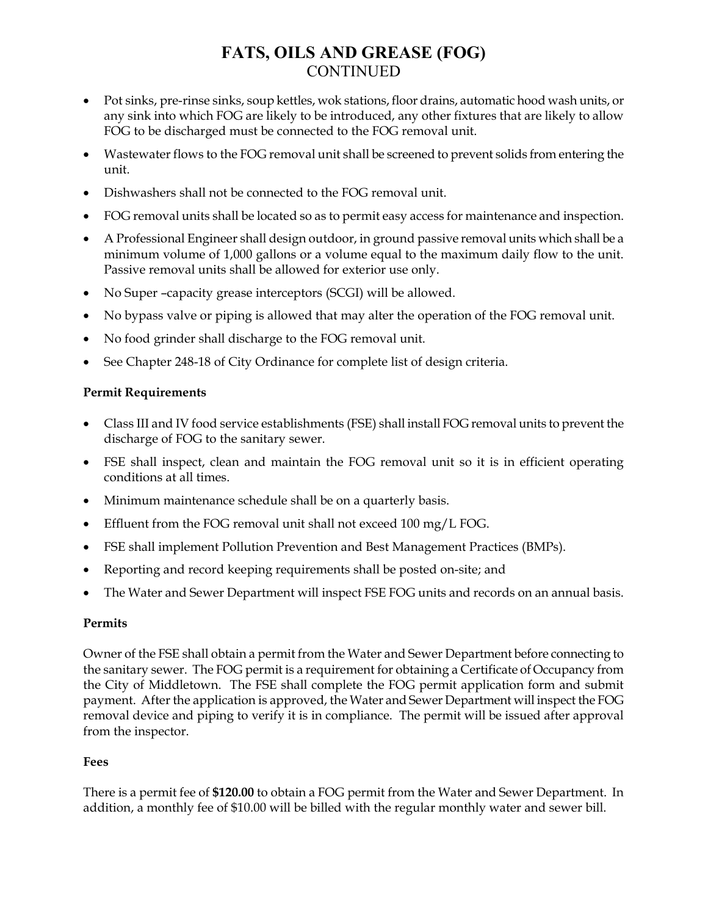# FATS, OILS AND GREASE (FOG)
CONTINUED

- Pot sinks, pre-rinse sinks, soup kettles, wok stations, floor drains, automatic hood wash units, or any sink into which FOG are likely to be introduced, any other fixtures that are likely to allow FOG to be discharged must be connected to the FOG removal unit.
- Wastewater flows to the FOG removal unit shall be screened to prevent solids from entering the unit.
- Dishwashers shall not be connected to the FOG removal unit.
- FOG removal units shall be located so as to permit easy access for maintenance and inspection.
- A Professional Engineer shall design outdoor, in ground passive removal units which shall be a minimum volume of 1,000 gallons or a volume equal to the maximum daily flow to the unit. Passive removal units shall be allowed for exterior use only.
- No Super –capacity grease interceptors (SCGI) will be allowed.
- No bypass valve or piping is allowed that may alter the operation of the FOG removal unit.
- No food grinder shall discharge to the FOG removal unit.
- See Chapter 248-18 of City Ordinance for complete list of design criteria.

**Permit Requirements**

- Class III and IV food service establishments (FSE) shall install FOG removal units to prevent the discharge of FOG to the sanitary sewer.
- FSE shall inspect, clean and maintain the FOG removal unit so it is in efficient operating conditions at all times.
- Minimum maintenance schedule shall be on a quarterly basis.
- Effluent from the FOG removal unit shall not exceed 100 mg/L FOG.
- FSE shall implement Pollution Prevention and Best Management Practices (BMPs).
- Reporting and record keeping requirements shall be posted on-site; and
- The Water and Sewer Department will inspect FSE FOG units and records on an annual basis.

**Permits**

Owner of the FSE shall obtain a permit from the Water and Sewer Department before connecting to the sanitary sewer. The FOG permit is a requirement for obtaining a Certificate of Occupancy from the City of Middletown. The FSE shall complete the FOG permit application form and submit payment. After the application is approved, the Water and Sewer Department will inspect the FOG removal device and piping to verify it is in compliance. The permit will be issued after approval from the inspector.

**Fees**

There is a permit fee of **$120.00** to obtain a FOG permit from the Water and Sewer Department. In addition, a monthly fee of $10.00 will be billed with the regular monthly water and sewer bill.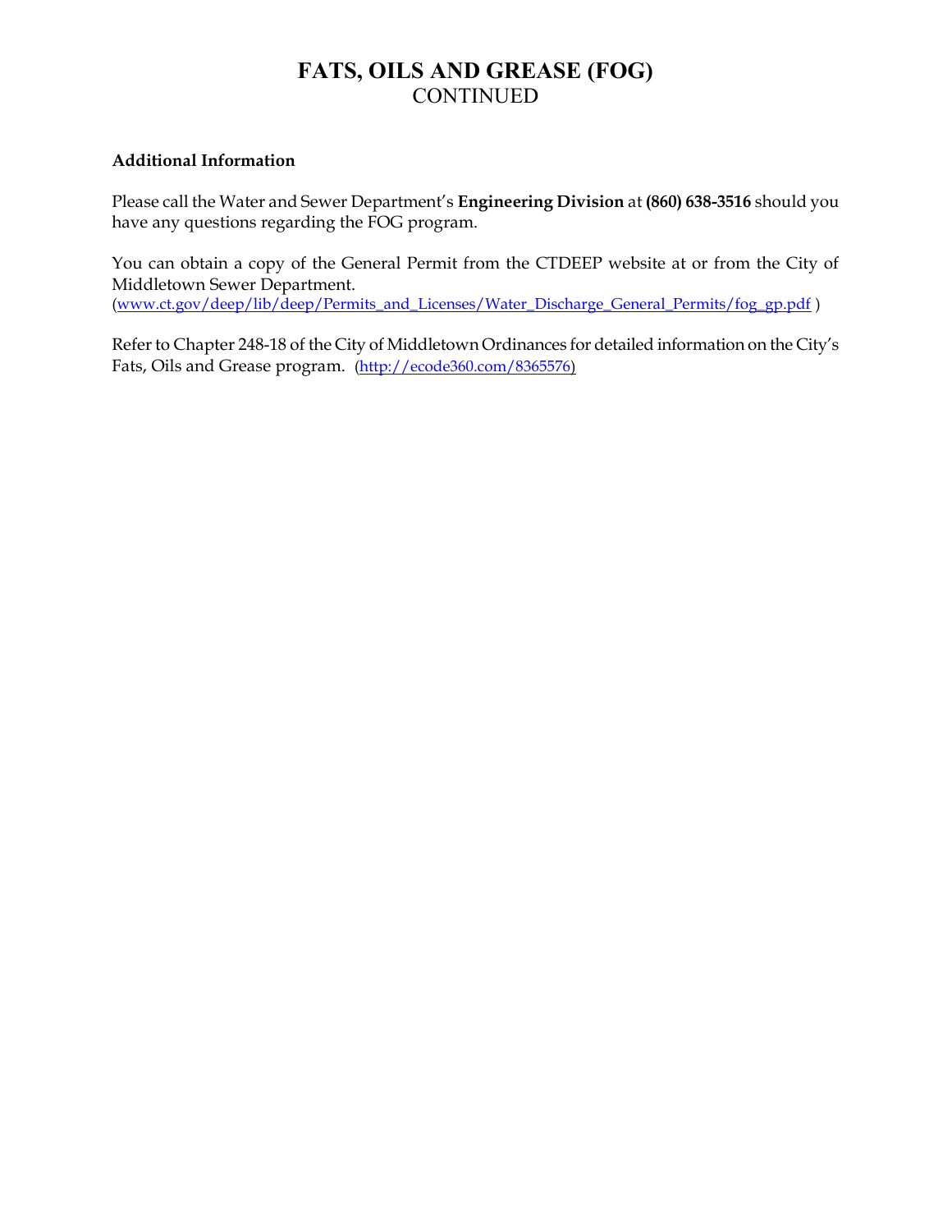# FATS, OILS AND GREASE (FOG)
CONTINUED

**Additional Information**

Please call the Water and Sewer Department's **Engineering Division** at **(860) 638-3516** should you have any questions regarding the FOG program.

You can obtain a copy of the General Permit from the CTDEEP website at or from the City of Middletown Sewer Department.
(www.ct.gov/deep/lib/deep/Permits_and_Licenses/Water_Discharge_General_Permits/fog_gp.pdf )

Refer to Chapter 248-18 of the City of Middletown Ordinances for detailed information on the City's Fats, Oils and Grease program. (http://ecode360.com/8365576)